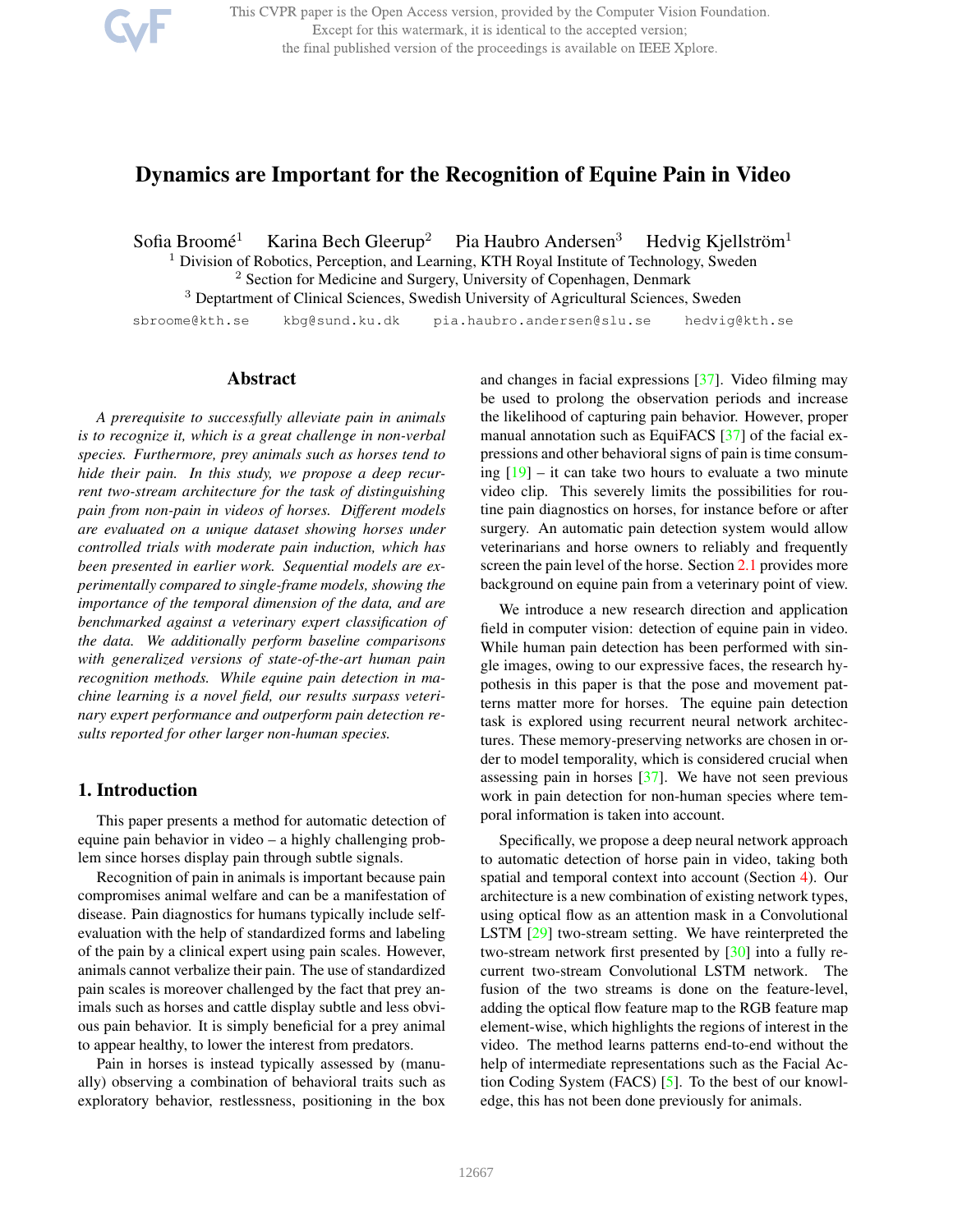# Dynamics are Important for the Recognition of Equine Pain in Video

Sofia Broomé[1] Karina Bech Gleerup[2] Pia Haubro Andersen[3] Hedvig Kjellström[1]

[1] Division of Robotics, Perception, and Learning, KTH Royal Institute of Technology, Sweden
[2] Section for Medicine and Surgery, University of Copenhagen, Denmark
[3] Deptartment of Clinical Sciences, Swedish University of Agricultural Sciences, Sweden

sbroome@kth.se kbg@sund.ku.dk pia.haubro.andersen@slu.se hedvig@kth.se

## Abstract

*A prerequisite to successfully alleviate pain in animals is to recognize it, which is a great challenge in non-verbal species. Furthermore, prey animals such as horses tend to hide their pain. In this study, we propose a deep recurrent two-stream architecture for the task of distinguishing pain from non-pain in videos of horses. Different models are evaluated on a unique dataset showing horses under controlled trials with moderate pain induction, which has been presented in earlier work. Sequential models are experimentally compared to single-frame models, showing the importance of the temporal dimension of the data, and are benchmarked against a veterinary expert classification of the data. We additionally perform baseline comparisons with generalized versions of state-of-the-art human pain recognition methods. While equine pain detection in machine learning is a novel field, our results surpass veterinary expert performance and outperform pain detection results reported for other larger non-human species.*

## 1. Introduction

This paper presents a method for automatic detection of equine pain behavior in video – a highly challenging problem since horses display pain through subtle signals.

Recognition of pain in animals is important because pain compromises animal welfare and can be a manifestation of disease. Pain diagnostics for humans typically include self-evaluation with the help of standardized forms and labeling of the pain by a clinical expert using pain scales. However, animals cannot verbalize their pain. The use of standardized pain scales is moreover challenged by the fact that prey animals such as horses and cattle display subtle and less obvious pain behavior. It is simply beneficial for a prey animal to appear healthy, to lower the interest from predators.

Pain in horses is instead typically assessed by (manually) observing a combination of behavioral traits such as exploratory behavior, restlessness, positioning in the box and changes in facial expressions [37]. Video filming may be used to prolong the observation periods and increase the likelihood of capturing pain behavior. However, proper manual annotation such as EquiFACS [37] of the facial expressions and other behavioral signs of pain is time consuming [19] – it can take two hours to evaluate a two minute video clip. This severely limits the possibilities for routine pain diagnostics on horses, for instance before or after surgery. An automatic pain detection system would allow veterinarians and horse owners to reliably and frequently screen the pain level of the horse. Section 2.1 provides more background on equine pain from a veterinary point of view.

We introduce a new research direction and application field in computer vision: detection of equine pain in video. While human pain detection has been performed with single images, owing to our expressive faces, the research hypothesis in this paper is that the pose and movement patterns matter more for horses. The equine pain detection task is explored using recurrent neural network architectures. These memory-preserving networks are chosen in order to model temporality, which is considered crucial when assessing pain in horses [37]. We have not seen previous work in pain detection for non-human species where temporal information is taken into account.

Specifically, we propose a deep neural network approach to automatic detection of horse pain in video, taking both spatial and temporal context into account (Section 4). Our architecture is a new combination of existing network types, using optical flow as an attention mask in a Convolutional LSTM [29] two-stream setting. We have reinterpreted the two-stream network first presented by [30] into a fully recurrent two-stream Convolutional LSTM network. The fusion of the two streams is done on the feature-level, adding the optical flow feature map to the RGB feature map element-wise, which highlights the regions of interest in the video. The method learns patterns end-to-end without the help of intermediate representations such as the Facial Action Coding System (FACS) [5]. To the best of our knowledge, this has not been done previously for animals.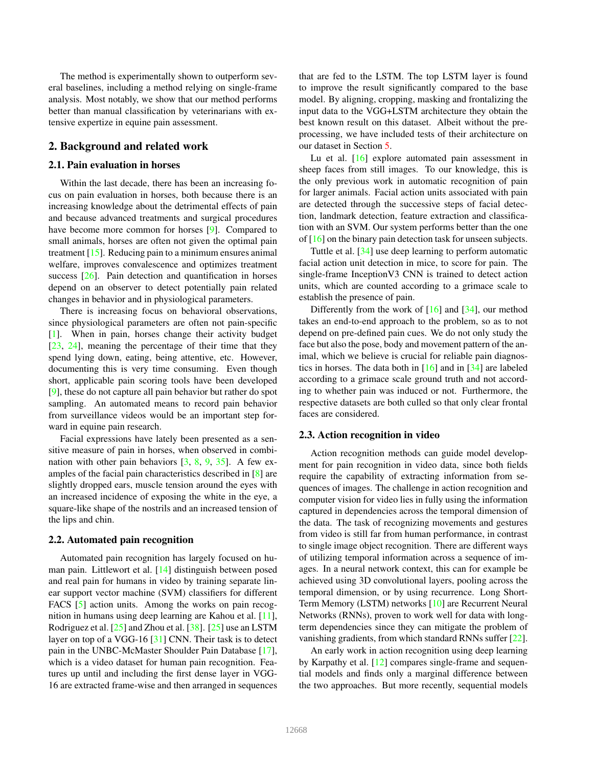The method is experimentally shown to outperform several baselines, including a method relying on single-frame analysis. Most notably, we show that our method performs better than manual classification by veterinarians with extensive expertize in equine pain assessment.

## 2. Background and related work

### 2.1. Pain evaluation in horses

Within the last decade, there has been an increasing focus on pain evaluation in horses, both because there is an increasing knowledge about the detrimental effects of pain and because advanced treatments and surgical procedures have become more common for horses [9]. Compared to small animals, horses are often not given the optimal pain treatment [15]. Reducing pain to a minimum ensures animal welfare, improves convalescence and optimizes treatment success [26]. Pain detection and quantification in horses depend on an observer to detect potentially pain related changes in behavior and in physiological parameters.

There is increasing focus on behavioral observations, since physiological parameters are often not pain-specific [1]. When in pain, horses change their activity budget [23, 24], meaning the percentage of their time that they spend lying down, eating, being attentive, etc. However, documenting this is very time consuming. Even though short, applicable pain scoring tools have been developed [9], these do not capture all pain behavior but rather do spot sampling. An automated means to record pain behavior from surveillance videos would be an important step forward in equine pain research.

Facial expressions have lately been presented as a sensitive measure of pain in horses, when observed in combination with other pain behaviors [3, 8, 9, 35]. A few examples of the facial pain characteristics described in [8] are slightly dropped ears, muscle tension around the eyes with an increased incidence of exposing the white in the eye, a square-like shape of the nostrils and an increased tension of the lips and chin.

### 2.2. Automated pain recognition

Automated pain recognition has largely focused on human pain. Littlewort et al. [14] distinguish between posed and real pain for humans in video by training separate linear support vector machine (SVM) classifiers for different FACS [5] action units. Among the works on pain recognition in humans using deep learning are Kahou et al. [11], Rodriguez et al. [25] and Zhou et al. [38]. [25] use an LSTM layer on top of a VGG-16 [31] CNN. Their task is to detect pain in the UNBC-McMaster Shoulder Pain Database [17], which is a video dataset for human pain recognition. Features up until and including the first dense layer in VGG-16 are extracted frame-wise and then arranged in sequences that are fed to the LSTM. The top LSTM layer is found to improve the result significantly compared to the base model. By aligning, cropping, masking and frontalizing the input data to the VGG+LSTM architecture they obtain the best known result on this dataset. Albeit without the preprocessing, we have included tests of their architecture on our dataset in Section 5.

Lu et al. [16] explore automated pain assessment in sheep faces from still images. To our knowledge, this is the only previous work in automatic recognition of pain for larger animals. Facial action units associated with pain are detected through the successive steps of facial detection, landmark detection, feature extraction and classification with an SVM. Our system performs better than the one of [16] on the binary pain detection task for unseen subjects.

Tuttle et al. [34] use deep learning to perform automatic facial action unit detection in mice, to score for pain. The single-frame InceptionV3 CNN is trained to detect action units, which are counted according to a grimace scale to establish the presence of pain.

Differently from the work of [16] and [34], our method takes an end-to-end approach to the problem, so as to not depend on pre-defined pain cues. We do not only study the face but also the pose, body and movement pattern of the animal, which we believe is crucial for reliable pain diagnostics in horses. The data both in [16] and in [34] are labeled according to a grimace scale ground truth and not according to whether pain was induced or not. Furthermore, the respective datasets are both culled so that only clear frontal faces are considered.

### 2.3. Action recognition in video

Action recognition methods can guide model development for pain recognition in video data, since both fields require the capability of extracting information from sequences of images. The challenge in action recognition and computer vision for video lies in fully using the information captured in dependencies across the temporal dimension of the data. The task of recognizing movements and gestures from video is still far from human performance, in contrast to single image object recognition. There are different ways of utilizing temporal information across a sequence of images. In a neural network context, this can for example be achieved using 3D convolutional layers, pooling across the temporal dimension, or by using recurrence. Long Short-Term Memory (LSTM) networks [10] are Recurrent Neural Networks (RNNs), proven to work well for data with long-term dependencies since they can mitigate the problem of vanishing gradients, from which standard RNNs suffer [22].

An early work in action recognition using deep learning by Karpathy et al. [12] compares single-frame and sequential models and finds only a marginal difference between the two approaches. But more recently, sequential models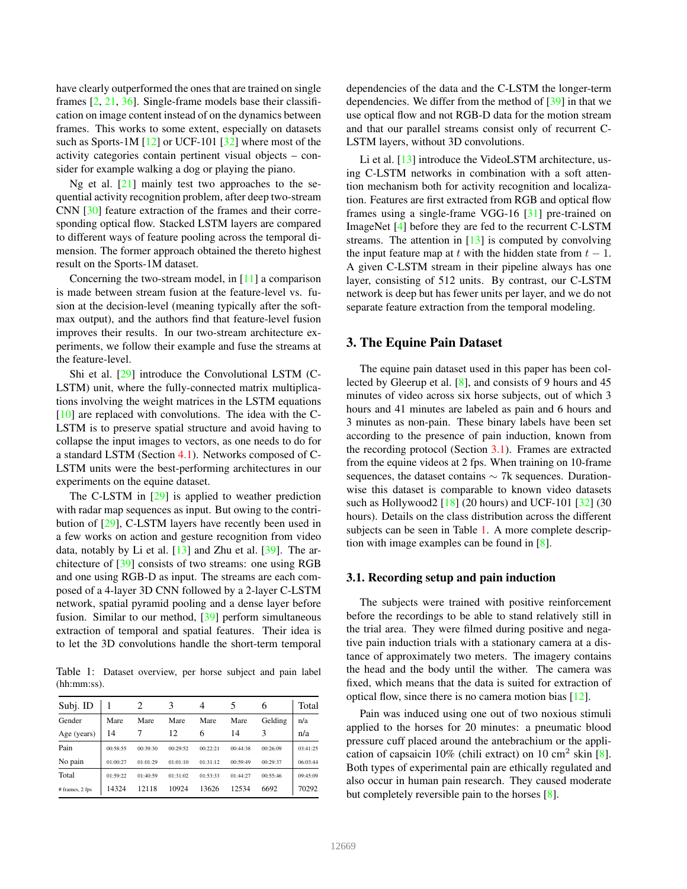have clearly outperformed the ones that are trained on single frames [2, 21, 36]. Single-frame models base their classification on image content instead of on the dynamics between frames. This works to some extent, especially on datasets such as Sports-1M [12] or UCF-101 [32] where most of the activity categories contain pertinent visual objects – consider for example walking a dog or playing the piano.

Ng et al. [21] mainly test two approaches to the sequential activity recognition problem, after deep two-stream CNN [30] feature extraction of the frames and their corresponding optical flow. Stacked LSTM layers are compared to different ways of feature pooling across the temporal dimension. The former approach obtained the thereto highest result on the Sports-1M dataset.

Concerning the two-stream model, in [11] a comparison is made between stream fusion at the feature-level vs. fusion at the decision-level (meaning typically after the softmax output), and the authors find that feature-level fusion improves their results. In our two-stream architecture experiments, we follow their example and fuse the streams at the feature-level.

Shi et al. [29] introduce the Convolutional LSTM (C-LSTM) unit, where the fully-connected matrix multiplications involving the weight matrices in the LSTM equations [10] are replaced with convolutions. The idea with the C-LSTM is to preserve spatial structure and avoid having to collapse the input images to vectors, as one needs to do for a standard LSTM (Section 4.1). Networks composed of C-LSTM units were the best-performing architectures in our experiments on the equine dataset.

The C-LSTM in [29] is applied to weather prediction with radar map sequences as input. But owing to the contribution of [29], C-LSTM layers have recently been used in a few works on action and gesture recognition from video data, notably by Li et al. [13] and Zhu et al. [39]. The architecture of [39] consists of two streams: one using RGB and one using RGB-D as input. The streams are each composed of a 4-layer 3D CNN followed by a 2-layer C-LSTM network, spatial pyramid pooling and a dense layer before fusion. Similar to our method, [39] perform simultaneous extraction of temporal and spatial features. Their idea is to let the 3D convolutions handle the short-term temporal dependencies of the data and the C-LSTM the longer-term dependencies. We differ from the method of [39] in that we use optical flow and not RGB-D data for the motion stream and that our parallel streams consist only of recurrent C-LSTM layers, without 3D convolutions.

Li et al. [13] introduce the VideoLSTM architecture, using C-LSTM networks in combination with a soft attention mechanism both for activity recognition and localization. Features are first extracted from RGB and optical flow frames using a single-frame VGG-16 [31] pre-trained on ImageNet [4] before they are fed to the recurrent C-LSTM streams. The attention in [13] is computed by convolving the input feature map at $t$ with the hidden state from $t-1$. A given C-LSTM stream in their pipeline always has one layer, consisting of 512 units. By contrast, our C-LSTM network is deep but has fewer units per layer, and we do not separate feature extraction from the temporal modeling.

Table 1: Dataset overview, per horse subject and pain label (hh:mm:ss).

| Subj. ID | 1 | 2 | 3 | 4 | 5 | 6 | Total |
|---|---|---|---|---|---|---|---|
| Gender | Mare | Mare | Mare | Mare | Mare | Gelding | n/a |
| Age (years) | 14 | 7 | 12 | 6 | 14 | 3 | n/a |
| Pain | 00:58:55 | 00:39:30 | 00:29:52 | 00:22:21 | 00:44:38 | 00:26:09 | 03:41:25 |
| No pain | 01:00:27 | 01:01:29 | 01:01:10 | 01:31:12 | 00:59:49 | 00:29:37 | 06:03:44 |
| Total | 01:59:22 | 01:40:59 | 01:31:02 | 01:53:33 | 01:44:27 | 00:55:46 | 09:45:09 |
| # frames, 2 fps | 14324 | 12118 | 10924 | 13626 | 12534 | 6692 | 70292 |

## 3. The Equine Pain Dataset

The equine pain dataset used in this paper has been collected by Gleerup et al. [8], and consists of 9 hours and 45 minutes of video across six horse subjects, out of which 3 hours and 41 minutes are labeled as pain and 6 hours and 3 minutes as non-pain. These binary labels have been set according to the presence of pain induction, known from the recording protocol (Section 3.1). Frames are extracted from the equine videos at 2 fps. When training on 10-frame sequences, the dataset contains $\sim$ 7k sequences. Duration-wise this dataset is comparable to known video datasets such as Hollywood2 [18] (20 hours) and UCF-101 [32] (30 hours). Details on the class distribution across the different subjects can be seen in Table 1. A more complete description with image examples can be found in [8].

### 3.1. Recording setup and pain induction

The subjects were trained with positive reinforcement before the recordings to be able to stand relatively still in the trial area. They were filmed during positive and negative pain induction trials with a stationary camera at a distance of approximately two meters. The imagery contains the head and the body until the wither. The camera was fixed, which means that the data is suited for extraction of optical flow, since there is no camera motion bias [12].

Pain was induced using one out of two noxious stimuli applied to the horses for 20 minutes: a pneumatic blood pressure cuff placed around the antebrachium or the application of capsaicin 10% (chili extract) on 10 cm$^2$ skin [8]. Both types of experimental pain are ethically regulated and also occur in human pain research. They caused moderate but completely reversible pain to the horses [8].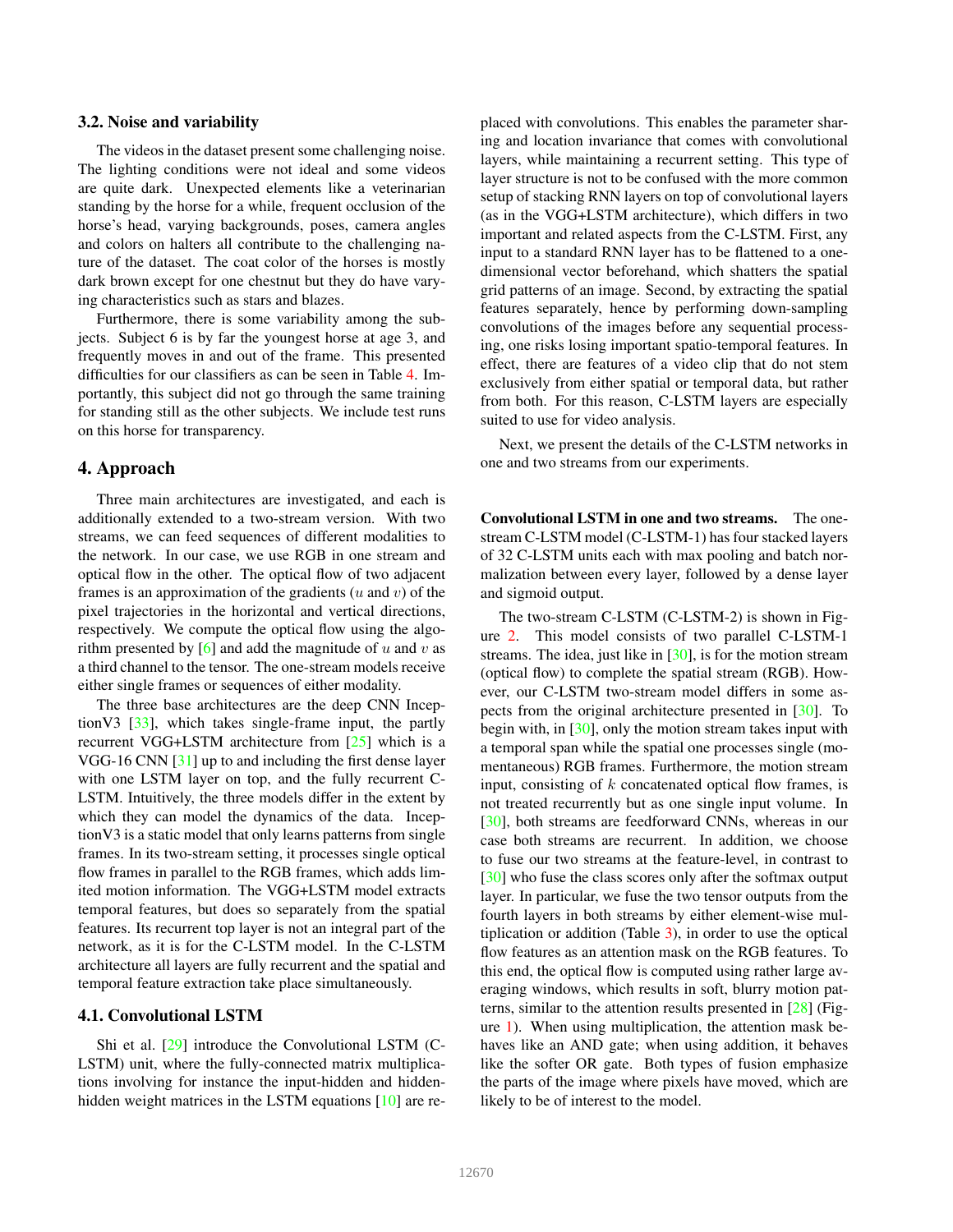### 3.2. Noise and variability

The videos in the dataset present some challenging noise. The lighting conditions were not ideal and some videos are quite dark. Unexpected elements like a veterinarian standing by the horse for a while, frequent occlusion of the horse's head, varying backgrounds, poses, camera angles and colors on halters all contribute to the challenging nature of the dataset. The coat color of the horses is mostly dark brown except for one chestnut but they do have varying characteristics such as stars and blazes.

Furthermore, there is some variability among the subjects. Subject 6 is by far the youngest horse at age 3, and frequently moves in and out of the frame. This presented difficulties for our classifiers as can be seen in Table 4. Importantly, this subject did not go through the same training for standing still as the other subjects. We include test runs on this horse for transparency.

## 4. Approach

Three main architectures are investigated, and each is additionally extended to a two-stream version. With two streams, we can feed sequences of different modalities to the network. In our case, we use RGB in one stream and optical flow in the other. The optical flow of two adjacent frames is an approximation of the gradients ($u$ and $v$) of the pixel trajectories in the horizontal and vertical directions, respectively. We compute the optical flow using the algorithm presented by [6] and add the magnitude of $u$ and $v$ as a third channel to the tensor. The one-stream models receive either single frames or sequences of either modality.

The three base architectures are the deep CNN InceptionV3 [33], which takes single-frame input, the partly recurrent VGG+LSTM architecture from [25] which is a VGG-16 CNN [31] up to and including the first dense layer with one LSTM layer on top, and the fully recurrent C-LSTM. Intuitively, the three models differ in the extent by which they can model the dynamics of the data. InceptionV3 is a static model that only learns patterns from single frames. In its two-stream setting, it processes single optical flow frames in parallel to the RGB frames, which adds limited motion information. The VGG+LSTM model extracts temporal features, but does so separately from the spatial features. Its recurrent top layer is not an integral part of the network, as it is for the C-LSTM model. In the C-LSTM architecture all layers are fully recurrent and the spatial and temporal feature extraction take place simultaneously.

### 4.1. Convolutional LSTM

Shi et al. [29] introduce the Convolutional LSTM (C-LSTM) unit, where the fully-connected matrix multiplications involving for instance the input-hidden and hidden-hidden weight matrices in the LSTM equations [10] are replaced with convolutions. This enables the parameter sharing and location invariance that comes with convolutional layers, while maintaining a recurrent setting. This type of layer structure is not to be confused with the more common setup of stacking RNN layers on top of convolutional layers (as in the VGG+LSTM architecture), which differs in two important and related aspects from the C-LSTM. First, any input to a standard RNN layer has to be flattened to a one-dimensional vector beforehand, which shatters the spatial grid patterns of an image. Second, by extracting the spatial features separately, hence by performing down-sampling convolutions of the images before any sequential processing, one risks losing important spatio-temporal features. In effect, there are features of a video clip that do not stem exclusively from either spatial or temporal data, but rather from both. For this reason, C-LSTM layers are especially suited to use for video analysis.

Next, we present the details of the C-LSTM networks in one and two streams from our experiments.

**Convolutional LSTM in one and two streams.** The one-stream C-LSTM model (C-LSTM-1) has four stacked layers of 32 C-LSTM units each with max pooling and batch normalization between every layer, followed by a dense layer and sigmoid output.

The two-stream C-LSTM (C-LSTM-2) is shown in Figure 2. This model consists of two parallel C-LSTM-1 streams. The idea, just like in [30], is for the motion stream (optical flow) to complete the spatial stream (RGB). However, our C-LSTM two-stream model differs in some aspects from the original architecture presented in [30]. To begin with, in [30], only the motion stream takes input with a temporal span while the spatial one processes single (momentaneous) RGB frames. Furthermore, the motion stream input, consisting of $k$ concatenated optical flow frames, is not treated recurrently but as one single input volume. In [30], both streams are feedforward CNNs, whereas in our case both streams are recurrent. In addition, we choose to fuse our two streams at the feature-level, in contrast to [30] who fuse the class scores only after the softmax output layer. In particular, we fuse the two tensor outputs from the fourth layers in both streams by either element-wise multiplication or addition (Table 3), in order to use the optical flow features as an attention mask on the RGB features. To this end, the optical flow is computed using rather large averaging windows, which results in soft, blurry motion patterns, similar to the attention results presented in [28] (Figure 1). When using multiplication, the attention mask behaves like an AND gate; when using addition, it behaves like the softer OR gate. Both types of fusion emphasize the parts of the image where pixels have moved, which are likely to be of interest to the model.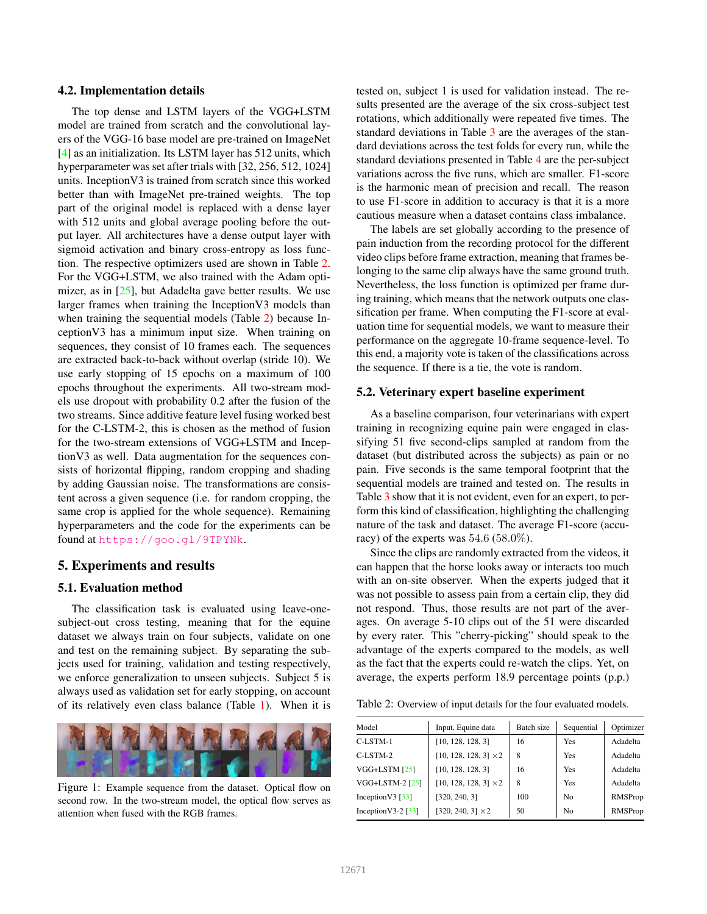### 4.2. Implementation details

The top dense and LSTM layers of the VGG+LSTM model are trained from scratch and the convolutional layers of the VGG-16 base model are pre-trained on ImageNet [4] as an initialization. Its LSTM layer has 512 units, which hyperparameter was set after trials with [32, 256, 512, 1024] units. InceptionV3 is trained from scratch since this worked better than with ImageNet pre-trained weights. The top part of the original model is replaced with a dense layer with 512 units and global average pooling before the output layer. All architectures have a dense output layer with sigmoid activation and binary cross-entropy as loss function. The respective optimizers used are shown in Table 2. For the VGG+LSTM, we also trained with the Adam optimizer, as in [25], but Adadelta gave better results. We use larger frames when training the InceptionV3 models than when training the sequential models (Table 2) because InceptionV3 has a minimum input size. When training on sequences, they consist of 10 frames each. The sequences are extracted back-to-back without overlap (stride 10). We use early stopping of 15 epochs on a maximum of 100 epochs throughout the experiments. All two-stream models use dropout with probability 0.2 after the fusion of the two streams. Since additive feature level fusing worked best for the C-LSTM-2, this is chosen as the method of fusion for the two-stream extensions of VGG+LSTM and InceptionV3 as well. Data augmentation for the sequences consists of horizontal flipping, random cropping and shading by adding Gaussian noise. The transformations are consistent across a given sequence (i.e. for random cropping, the same crop is applied for the whole sequence). Remaining hyperparameters and the code for the experiments can be found at https://goo.gl/9TPYNk.

## 5. Experiments and results

### 5.1. Evaluation method

The classification task is evaluated using leave-one-subject-out cross testing, meaning that for the equine dataset we always train on four subjects, validate on one and test on the remaining subject. By separating the subjects used for training, validation and testing respectively, we enforce generalization to unseen subjects. Subject 5 is always used as validation set for early stopping, on account of its relatively even class balance (Table 1). When it is tested on, subject 1 is used for validation instead. The results presented are the average of the six cross-subject test rotations, which additionally were repeated five times. The standard deviations in Table 3 are the averages of the standard deviations across the test folds for every run, while the standard deviations presented in Table 4 are the per-subject variations across the five runs, which are smaller. F1-score is the harmonic mean of precision and recall. The reason to use F1-score in addition to accuracy is that it is a more cautious measure when a dataset contains class imbalance.

The labels are set globally according to the presence of pain induction from the recording protocol for the different video clips before frame extraction, meaning that frames belonging to the same clip always have the same ground truth. Nevertheless, the loss function is optimized per frame during training, which means that the network outputs one classification per frame. When computing the F1-score at evaluation time for sequential models, we want to measure their performance on the aggregate 10-frame sequence-level. To this end, a majority vote is taken of the classifications across the sequence. If there is a tie, the vote is random.

Figure 1: Example sequence from the dataset. Optical flow on second row. In the two-stream model, the optical flow serves as attention when fused with the RGB frames.

### 5.2. Veterinary expert baseline experiment

As a baseline comparison, four veterinarians with expert training in recognizing equine pain were engaged in classifying 51 five second-clips sampled at random from the dataset (but distributed across the subjects) as pain or no pain. Five seconds is the same temporal footprint that the sequential models are trained and tested on. The results in Table 3 show that it is not evident, even for an expert, to perform this kind of classification, highlighting the challenging nature of the task and dataset. The average F1-score (accuracy) of the experts was 54.6 (58.0%).

Since the clips are randomly extracted from the videos, it can happen that the horse looks away or interacts too much with an on-site observer. When the experts judged that it was not possible to assess pain from a certain clip, they did not respond. Thus, those results are not part of the averages. On average 5-10 clips out of the 51 were discarded by every rater. This "cherry-picking" should speak to the advantage of the experts compared to the models, as well as the fact that the experts could re-watch the clips. Yet, on average, the experts perform 18.9 percentage points (p.p.)

Table 2: Overview of input details for the four evaluated models.

| Model | Input, Equine data | Batch size | Sequential | Optimizer |
|---|---|---|---|---|
| C-LSTM-1 | [10, 128, 128, 3] | 16 | Yes | Adadelta |
| C-LSTM-2 | [10, 128, 128, 3] ×2 | 8 | Yes | Adadelta |
| VGG+LSTM [25] | [10, 128, 128, 3] | 16 | Yes | Adadelta |
| VGG+LSTM-2 [25] | [10, 128, 128, 3] ×2 | 8 | Yes | Adadelta |
| InceptionV3 [33] | [320, 240, 3] | 100 | No | RMSProp |
| InceptionV3-2 [33] | [320, 240, 3] ×2 | 50 | No | RMSProp |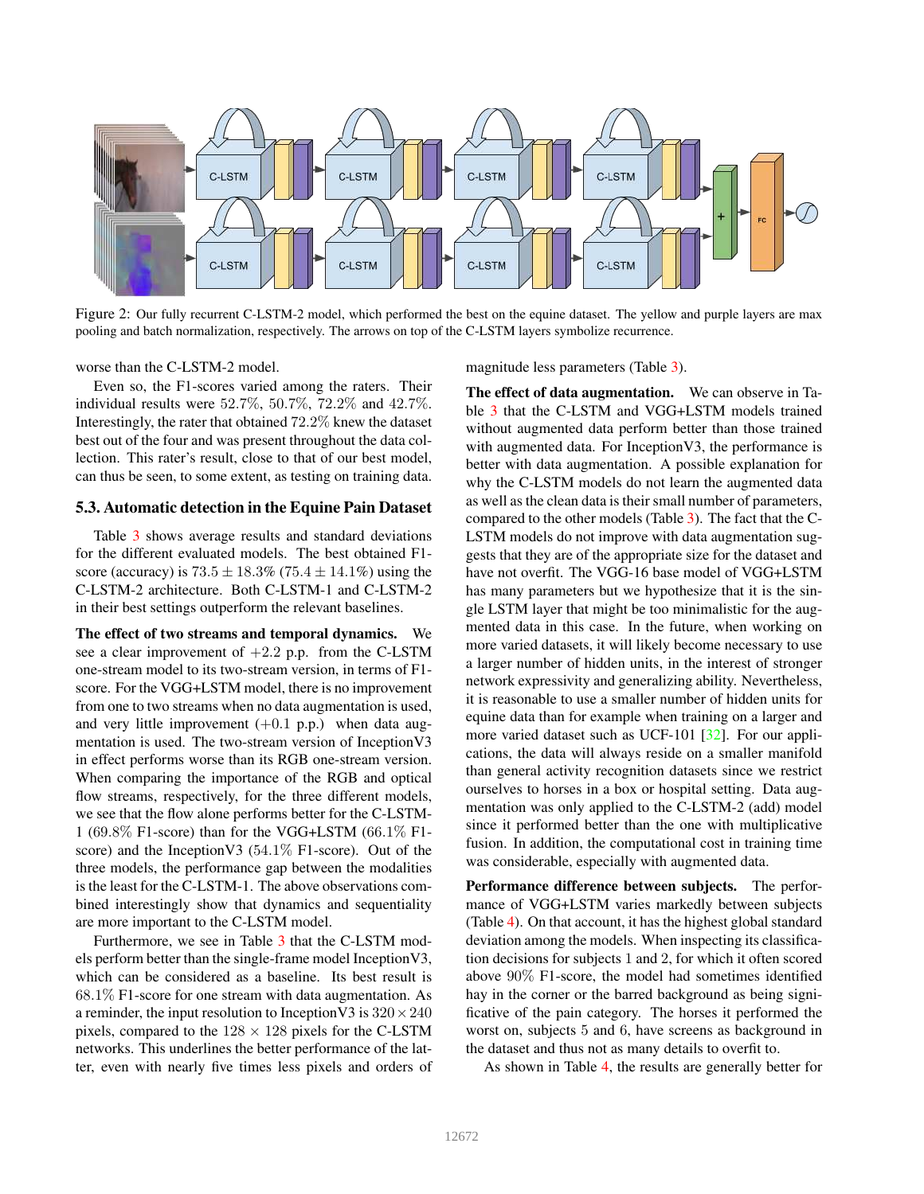Figure 2: Our fully recurrent C-LSTM-2 model, which performed the best on the equine dataset. The yellow and purple layers are max pooling and batch normalization, respectively. The arrows on top of the C-LSTM layers symbolize recurrence.

worse than the C-LSTM-2 model.

Even so, the F1-scores varied among the raters. Their individual results were 52.7%, 50.7%, 72.2% and 42.7%. Interestingly, the rater that obtained 72.2% knew the dataset best out of the four and was present throughout the data collection. This rater's result, close to that of our best model, can thus be seen, to some extent, as testing on training data.

### 5.3. Automatic detection in the Equine Pain Dataset

Table 3 shows average results and standard deviations for the different evaluated models. The best obtained F1-score (accuracy) is $73.5 \pm 18.3\%$ ($75.4 \pm 14.1\%$) using the C-LSTM-2 architecture. Both C-LSTM-1 and C-LSTM-2 in their best settings outperform the relevant baselines.

**The effect of two streams and temporal dynamics.** We see a clear improvement of +2.2 p.p. from the C-LSTM one-stream model to its two-stream version, in terms of F1-score. For the VGG+LSTM model, there is no improvement from one to two streams when no data augmentation is used, and very little improvement (+0.1 p.p.) when data augmentation is used. The two-stream version of InceptionV3 in effect performs worse than its RGB one-stream version. When comparing the importance of the RGB and optical flow streams, respectively, for the three different models, we see that the flow alone performs better for the C-LSTM-1 (69.8% F1-score) than for the VGG+LSTM (66.1% F1-score) and the InceptionV3 (54.1% F1-score). Out of the three models, the performance gap between the modalities is the least for the C-LSTM-1. The above observations combined interestingly show that dynamics and sequentiality are more important to the C-LSTM model.

Furthermore, we see in Table 3 that the C-LSTM models perform better than the single-frame model InceptionV3, which can be considered as a baseline. Its best result is 68.1% F1-score for one stream with data augmentation. As a reminder, the input resolution to InceptionV3 is $320 \times 240$ pixels, compared to the $128 \times 128$ pixels for the C-LSTM networks. This underlines the better performance of the latter, even with nearly five times less pixels and orders of magnitude less parameters (Table 3).

**The effect of data augmentation.** We can observe in Table 3 that the C-LSTM and VGG+LSTM models trained without augmented data perform better than those trained with augmented data. For InceptionV3, the performance is better with data augmentation. A possible explanation for why the C-LSTM models do not learn the augmented data as well as the clean data is their small number of parameters, compared to the other models (Table 3). The fact that the C-LSTM models do not improve with data augmentation suggests that they are of the appropriate size for the dataset and have not overfit. The VGG-16 base model of VGG+LSTM has many parameters but we hypothesize that it is the single LSTM layer that might be too minimalistic for the augmented data in this case. In the future, when working on more varied datasets, it will likely become necessary to use a larger number of hidden units, in the interest of stronger network expressivity and generalizing ability. Nevertheless, it is reasonable to use a smaller number of hidden units for equine data than for example when training on a larger and more varied dataset such as UCF-101 [32]. For our applications, the data will always reside on a smaller manifold than general activity recognition datasets since we restrict ourselves to horses in a box or hospital setting. Data augmentation was only applied to the C-LSTM-2 (add) model since it performed better than the one with multiplicative fusion. In addition, the computational cost in training time was considerable, especially with augmented data.

**Performance difference between subjects.** The performance of VGG+LSTM varies markedly between subjects (Table 4). On that account, it has the highest global standard deviation among the models. When inspecting its classification decisions for subjects 1 and 2, for which it often scored above 90% F1-score, the model had sometimes identified hay in the corner or the barred background as being significative of the pain category. The horses it performed the worst on, subjects 5 and 6, have screens as background in the dataset and thus not as many details to overfit to.

As shown in Table 4, the results are generally better for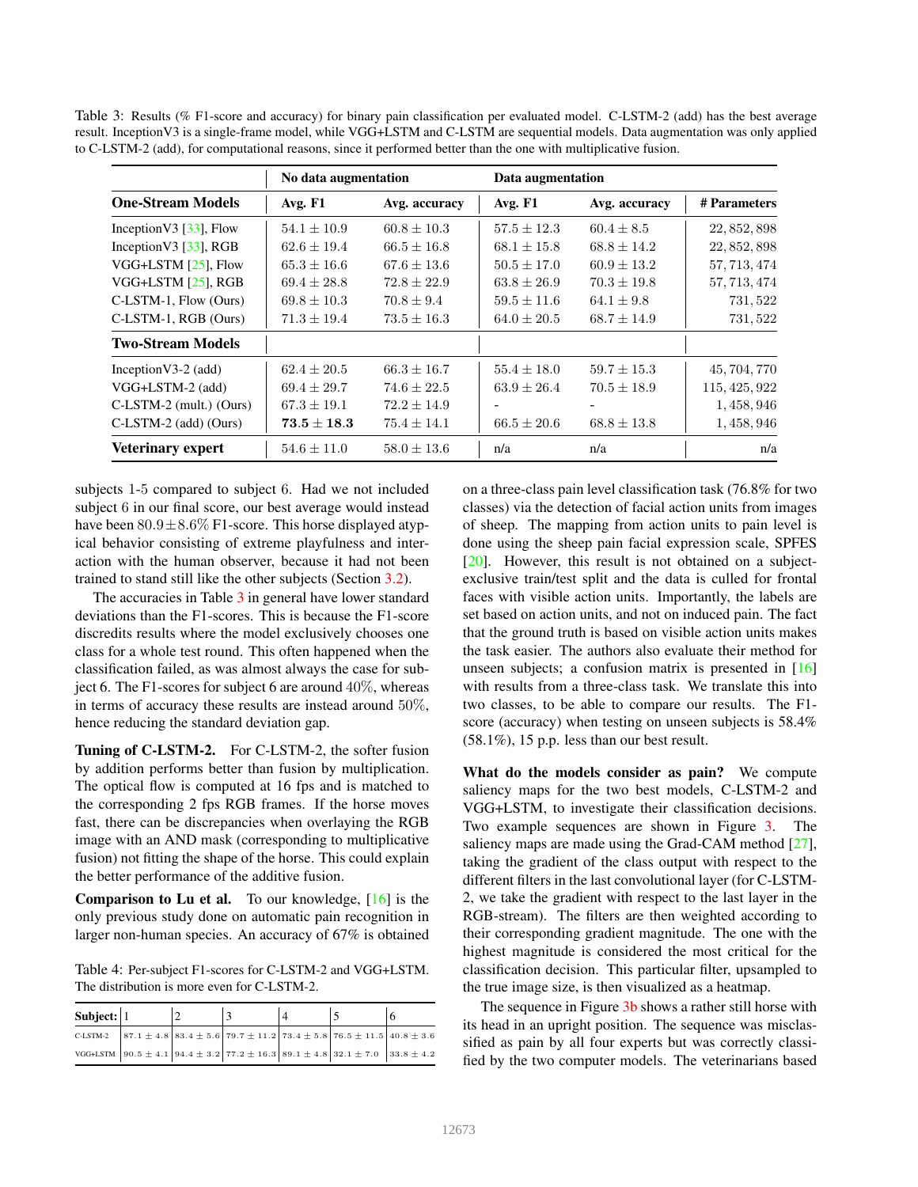Table 3: Results (% F1-score and accuracy) for binary pain classification per evaluated model. C-LSTM-2 (add) has the best average result. InceptionV3 is a single-frame model, while VGG+LSTM and C-LSTM are sequential models. Data augmentation was only applied to C-LSTM-2 (add), for computational reasons, since it performed better than the one with multiplicative fusion.

| | No data augmentation | | Data augmentation | | |
|---|---|---|---|---|---|
| **One-Stream Models** | **Avg. F1** | **Avg. accuracy** | **Avg. F1** | **Avg. accuracy** | **# Parameters** |
| InceptionV3 [33], Flow | $54.1 \pm 10.9$ | $60.8 \pm 10.3$ | $57.5 \pm 12.3$ | $60.4 \pm 8.5$ | $22,852,898$ |
| InceptionV3 [33], RGB | $62.6 \pm 19.4$ | $66.5 \pm 16.8$ | $68.1 \pm 15.8$ | $68.8 \pm 14.2$ | $22,852,898$ |
| VGG+LSTM [25], Flow | $65.3 \pm 16.6$ | $67.6 \pm 13.6$ | $50.5 \pm 17.0$ | $60.9 \pm 13.2$ | $57,713,474$ |
| VGG+LSTM [25], RGB | $69.4 \pm 28.8$ | $72.8 \pm 22.9$ | $63.8 \pm 26.9$ | $70.3 \pm 19.8$ | $57,713,474$ |
| C-LSTM-1, Flow (Ours) | $69.8 \pm 10.3$ | $70.8 \pm 9.4$ | $59.5 \pm 11.6$ | $64.1 \pm 9.8$ | $731,522$ |
| C-LSTM-1, RGB (Ours) | $71.3 \pm 19.4$ | $73.5 \pm 16.3$ | $64.0 \pm 20.5$ | $68.7 \pm 14.9$ | $731,522$ |
| **Two-Stream Models** | | | | | |
| InceptionV3-2 (add) | $62.4 \pm 20.5$ | $66.3 \pm 16.7$ | $55.4 \pm 18.0$ | $59.7 \pm 15.3$ | $45,704,770$ |
| VGG+LSTM-2 (add) | $69.4 \pm 29.7$ | $74.6 \pm 22.5$ | $63.9 \pm 26.4$ | $70.5 \pm 18.9$ | $115,425,922$ |
| C-LSTM-2 (mult.) (Ours) | $67.3 \pm 19.1$ | $72.2 \pm 14.9$ | - | - | $1,458,946$ |
| C-LSTM-2 (add) (Ours) | $\mathbf{73.5 \pm 18.3}$ | $75.4 \pm 14.1$ | $66.5 \pm 20.6$ | $68.8 \pm 13.8$ | $1,458,946$ |
| **Veterinary expert** | $54.6 \pm 11.0$ | $58.0 \pm 13.6$ | n/a | n/a | n/a |

subjects 1-5 compared to subject 6. Had we not included subject 6 in our final score, our best average would instead have been $80.9 \pm 8.6\%$ F1-score. This horse displayed atypical behavior consisting of extreme playfulness and interaction with the human observer, because it had not been trained to stand still like the other subjects (Section 3.2).

The accuracies in Table 3 in general have lower standard deviations than the F1-scores. This is because the F1-score discredits results where the model exclusively chooses one class for a whole test round. This often happened when the classification failed, as was almost always the case for subject 6. The F1-scores for subject 6 are around $40\%$, whereas in terms of accuracy these results are instead around $50\%$, hence reducing the standard deviation gap.

**Tuning of C-LSTM-2.** For C-LSTM-2, the softer fusion by addition performs better than fusion by multiplication. The optical flow is computed at 16 fps and is matched to the corresponding 2 fps RGB frames. If the horse moves fast, there can be discrepancies when overlaying the RGB image with an AND mask (corresponding to multiplicative fusion) not fitting the shape of the horse. This could explain the better performance of the additive fusion.

**Comparison to Lu et al.** To our knowledge, [16] is the only previous study done on automatic pain recognition in larger non-human species. An accuracy of 67% is obtained on a three-class pain level classification task (76.8% for two classes) via the detection of facial action units from images of sheep. The mapping from action units to pain level is done using the sheep pain facial expression scale, SPFES [20]. However, this result is not obtained on a subject-exclusive train/test split and the data is culled for frontal faces with visible action units. Importantly, the labels are set based on action units, and not on induced pain. The fact that the ground truth is based on visible action units makes the task easier. The authors also evaluate their method for unseen subjects; a confusion matrix is presented in [16] with results from a three-class task. We translate this into two classes, to be able to compare our results. The F1-score (accuracy) when testing on unseen subjects is 58.4% (58.1%), 15 p.p. less than our best result.

Table 4: Per-subject F1-scores for C-LSTM-2 and VGG+LSTM. The distribution is more even for C-LSTM-2.

| **Subject:** | 1 | 2 | 3 | 4 | 5 | 6 |
|---|---|---|---|---|---|---|
| C-LSTM-2 | $87.1 \pm 4.8$ | $83.4 \pm 5.6$ | $79.7 \pm 11.2$ | $73.4 \pm 5.8$ | $76.5 \pm 11.5$ | $40.8 \pm 3.6$ |
| VGG+LSTM | $90.5 \pm 4.1$ | $94.4 \pm 3.2$ | $77.2 \pm 16.3$ | $89.1 \pm 4.8$ | $32.1 \pm 7.0$ | $33.8 \pm 4.2$ |

**What do the models consider as pain?** We compute saliency maps for the two best models, C-LSTM-2 and VGG+LSTM, to investigate their classification decisions. Two example sequences are shown in Figure 3. The saliency maps are made using the Grad-CAM method [27], taking the gradient of the class output with respect to the different filters in the last convolutional layer (for C-LSTM-2, we take the gradient with respect to the last layer in the RGB-stream). The filters are then weighted according to their corresponding gradient magnitude. The one with the highest magnitude is considered the most critical for the classification decision. This particular filter, upsampled to the true image size, is then visualized as a heatmap.

The sequence in Figure 3b shows a rather still horse with its head in an upright position. The sequence was misclassified as pain by all four experts but was correctly classified by the two computer models. The veterinarians based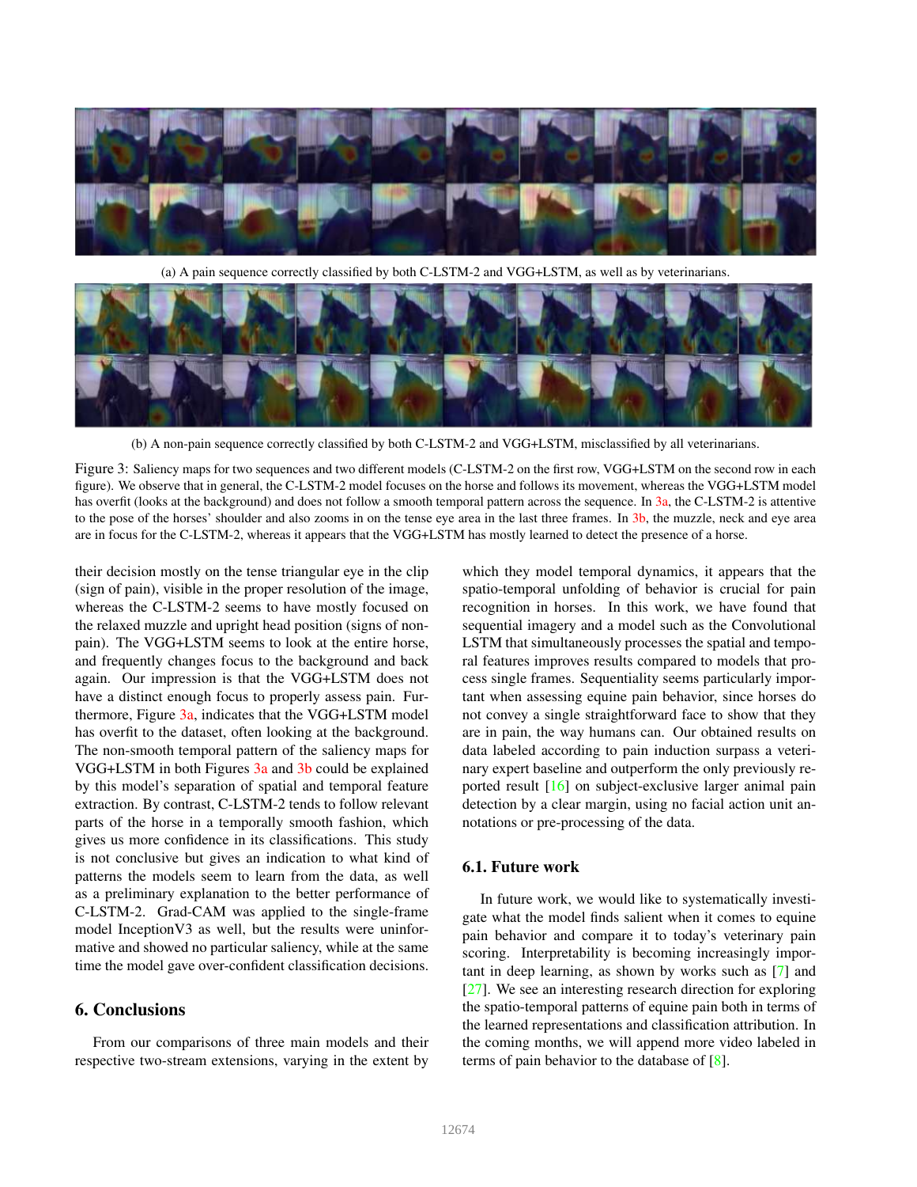(a) A pain sequence correctly classified by both C-LSTM-2 and VGG+LSTM, as well as by veterinarians.

(b) A non-pain sequence correctly classified by both C-LSTM-2 and VGG+LSTM, misclassified by all veterinarians.

Figure 3: Saliency maps for two sequences and two different models (C-LSTM-2 on the first row, VGG+LSTM on the second row in each figure). We observe that in general, the C-LSTM-2 model focuses on the horse and follows its movement, whereas the VGG+LSTM model has overfit (looks at the background) and does not follow a smooth temporal pattern across the sequence. In 3a, the C-LSTM-2 is attentive to the pose of the horses' shoulder and also zooms in on the tense eye area in the last three frames. In 3b, the muzzle, neck and eye area are in focus for the C-LSTM-2, whereas it appears that the VGG+LSTM has mostly learned to detect the presence of a horse.

their decision mostly on the tense triangular eye in the clip (sign of pain), visible in the proper resolution of the image, whereas the C-LSTM-2 seems to have mostly focused on the relaxed muzzle and upright head position (signs of non-pain). The VGG+LSTM seems to look at the entire horse, and frequently changes focus to the background and back again. Our impression is that the VGG+LSTM does not have a distinct enough focus to properly assess pain. Furthermore, Figure 3a, indicates that the VGG+LSTM model has overfit to the dataset, often looking at the background. The non-smooth temporal pattern of the saliency maps for VGG+LSTM in both Figures 3a and 3b could be explained by this model's separation of spatial and temporal feature extraction. By contrast, C-LSTM-2 tends to follow relevant parts of the horse in a temporally smooth fashion, which gives us more confidence in its classifications. This study is not conclusive but gives an indication to what kind of patterns the models seem to learn from the data, as well as a preliminary explanation to the better performance of C-LSTM-2. Grad-CAM was applied to the single-frame model InceptionV3 as well, but the results were uninformative and showed no particular saliency, while at the same time the model gave over-confident classification decisions.

## 6. Conclusions

From our comparisons of three main models and their respective two-stream extensions, varying in the extent by which they model temporal dynamics, it appears that the spatio-temporal unfolding of behavior is crucial for pain recognition in horses. In this work, we have found that sequential imagery and a model such as the Convolutional LSTM that simultaneously processes the spatial and temporal features improves results compared to models that process single frames. Sequentiality seems particularly important when assessing equine pain behavior, since horses do not convey a single straightforward face to show that they are in pain, the way humans can. Our obtained results on data labeled according to pain induction surpass a veterinary expert baseline and outperform the only previously reported result [16] on subject-exclusive larger animal pain detection by a clear margin, using no facial action unit annotations or pre-processing of the data.

### 6.1. Future work

In future work, we would like to systematically investigate what the model finds salient when it comes to equine pain behavior and compare it to today's veterinary pain scoring. Interpretability is becoming increasingly important in deep learning, as shown by works such as [7] and [27]. We see an interesting research direction for exploring the spatio-temporal patterns of equine pain both in terms of the learned representations and classification attribution. In the coming months, we will append more video labeled in terms of pain behavior to the database of [8].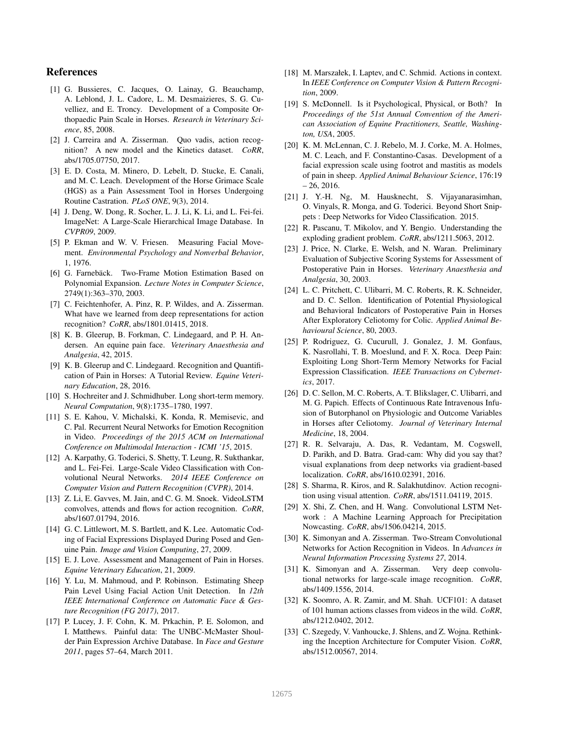## References

[1] G. Bussieres, C. Jacques, O. Lainay, G. Beauchamp, A. Leblond, J. L. Cadore, L. M. Desmaizieres, S. G. Cuvelliez, and E. Troncy. Development of a Composite Orthopaedic Pain Scale in Horses. *Research in Veterinary Science*, 85, 2008.

[2] J. Carreira and A. Zisserman. Quo vadis, action recognition? A new model and the Kinetics dataset. *CoRR*, abs/1705.07750, 2017.

[3] E. D. Costa, M. Minero, D. Lebelt, D. Stucke, E. Canali, and M. C. Leach. Development of the Horse Grimace Scale (HGS) as a Pain Assessment Tool in Horses Undergoing Routine Castration. *PLoS ONE*, 9(3), 2014.

[4] J. Deng, W. Dong, R. Socher, L. J. Li, K. Li, and L. Fei-fei. ImageNet: A Large-Scale Hierarchical Image Database. In *CVPR09*, 2009.

[5] P. Ekman and W. V. Friesen. Measuring Facial Movement. *Environmental Psychology and Nonverbal Behavior*, 1, 1976.

[6] G. Farnebäck. Two-Frame Motion Estimation Based on Polynomial Expansion. *Lecture Notes in Computer Science*, 2749(1):363–370, 2003.

[7] C. Feichtenhofer, A. Pinz, R. P. Wildes, and A. Zisserman. What have we learned from deep representations for action recognition? *CoRR*, abs/1801.01415, 2018.

[8] K. B. Gleerup, B. Forkman, C. Lindegaard, and P. H. Andersen. An equine pain face. *Veterinary Anaesthesia and Analgesia*, 42, 2015.

[9] K. B. Gleerup and C. Lindegaard. Recognition and Quantification of Pain in Horses: A Tutorial Review. *Equine Veterinary Education*, 28, 2016.

[10] S. Hochreiter and J. Schmidhuber. Long short-term memory. *Neural Computation*, 9(8):1735–1780, 1997.

[11] S. E. Kahou, V. Michalski, K. Konda, R. Memisevic, and C. Pal. Recurrent Neural Networks for Emotion Recognition in Video. *Proceedings of the 2015 ACM on International Conference on Multimodal Interaction - ICMI '15*, 2015.

[12] A. Karpathy, G. Toderici, S. Shetty, T. Leung, R. Sukthankar, and L. Fei-Fei. Large-Scale Video Classification with Convolutional Neural Networks. *2014 IEEE Conference on Computer Vision and Pattern Recognition (CVPR)*, 2014.

[13] Z. Li, E. Gavves, M. Jain, and C. G. M. Snoek. VideoLSTM convolves, attends and flows for action recognition. *CoRR*, abs/1607.01794, 2016.

[14] G. C. Littlewort, M. S. Bartlett, and K. Lee. Automatic Coding of Facial Expressions Displayed During Posed and Genuine Pain. *Image and Vision Computing*, 27, 2009.

[15] E. J. Love. Assessment and Management of Pain in Horses. *Equine Veterinary Education*, 21, 2009.

[16] Y. Lu, M. Mahmoud, and P. Robinson. Estimating Sheep Pain Level Using Facial Action Unit Detection. In *12th IEEE International Conference on Automatic Face & Gesture Recognition (FG 2017)*, 2017.

[17] P. Lucey, J. F. Cohn, K. M. Prkachin, P. E. Solomon, and I. Matthews. Painful data: The UNBC-McMaster Shoulder Pain Expression Archive Database. In *Face and Gesture 2011*, pages 57–64, March 2011.

[18] M. Marszałek, I. Laptev, and C. Schmid. Actions in context. In *IEEE Conference on Computer Vision & Pattern Recognition*, 2009.

[19] S. McDonnell. Is it Psychological, Physical, or Both? In *Proceedings of the 51st Annual Convention of the American Association of Equine Practitioners, Seattle, Washington, USA*, 2005.

[20] K. M. McLennan, C. J. Rebelo, M. J. Corke, M. A. Holmes, M. C. Leach, and F. Constantino-Casas. Development of a facial expression scale using footrot and mastitis as models of pain in sheep. *Applied Animal Behaviour Science*, 176:19 – 26, 2016.

[21] J. Y.-H. Ng, M. Hausknecht, S. Vijayanarasimhan, O. Vinyals, R. Monga, and G. Toderici. Beyond Short Snippets : Deep Networks for Video Classification. 2015.

[22] R. Pascanu, T. Mikolov, and Y. Bengio. Understanding the exploding gradient problem. *CoRR*, abs/1211.5063, 2012.

[23] J. Price, N. Clarke, E. Welsh, and N. Waran. Preliminary Evaluation of Subjective Scoring Systems for Assessment of Postoperative Pain in Horses. *Veterinary Anaesthesia and Analgesia*, 30, 2003.

[24] L. C. Pritchett, C. Ulibarri, M. C. Roberts, R. K. Schneider, and D. C. Sellon. Identification of Potential Physiological and Behavioral Indicators of Postoperative Pain in Horses After Exploratory Celiotomy for Colic. *Applied Animal Behavioural Science*, 80, 2003.

[25] P. Rodriguez, G. Cucurull, J. Gonalez, J. M. Gonfaus, K. Nasrollahi, T. B. Moeslund, and F. X. Roca. Deep Pain: Exploiting Long Short-Term Memory Networks for Facial Expression Classification. *IEEE Transactions on Cybernetics*, 2017.

[26] D. C. Sellon, M. C. Roberts, A. T. Blikslager, C. Ulibarri, and M. G. Papich. Effects of Continuous Rate Intravenous Infusion of Butorphanol on Physiologic and Outcome Variables in Horses after Celiotomy. *Journal of Veterinary Internal Medicine*, 18, 2004.

[27] R. R. Selvaraju, A. Das, R. Vedantam, M. Cogswell, D. Parikh, and D. Batra. Grad-cam: Why did you say that? visual explanations from deep networks via gradient-based localization. *CoRR*, abs/1610.02391, 2016.

[28] S. Sharma, R. Kiros, and R. Salakhutdinov. Action recognition using visual attention. *CoRR*, abs/1511.04119, 2015.

[29] X. Shi, Z. Chen, and H. Wang. Convolutional LSTM Network : A Machine Learning Approach for Precipitation Nowcasting. *CoRR*, abs/1506.04214, 2015.

[30] K. Simonyan and A. Zisserman. Two-Stream Convolutional Networks for Action Recognition in Videos. In *Advances in Neural Information Processing Systems 27*, 2014.

[31] K. Simonyan and A. Zisserman. Very deep convolutional networks for large-scale image recognition. *CoRR*, abs/1409.1556, 2014.

[32] K. Soomro, A. R. Zamir, and M. Shah. UCF101: A dataset of 101 human actions classes from videos in the wild. *CoRR*, abs/1212.0402, 2012.

[33] C. Szegedy, V. Vanhoucke, J. Shlens, and Z. Wojna. Rethinking the Inception Architecture for Computer Vision. *CoRR*, abs/1512.00567, 2014.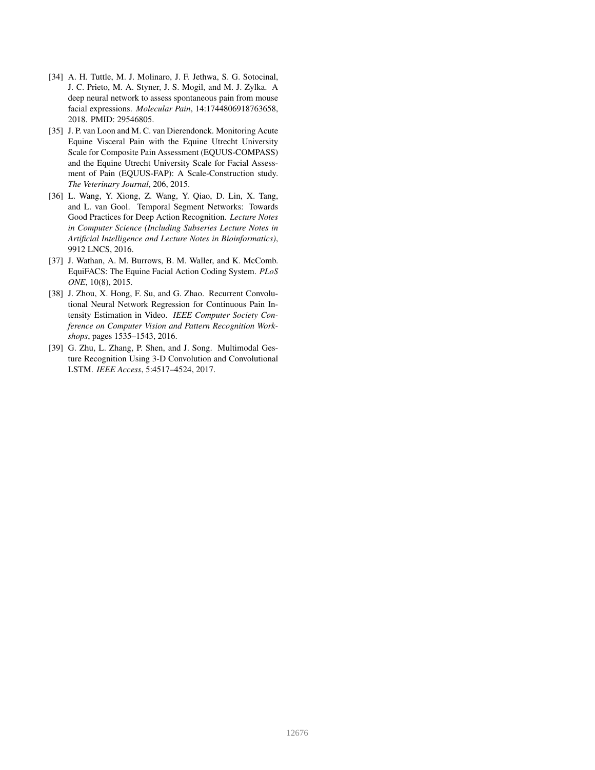[34] A. H. Tuttle, M. J. Molinaro, J. F. Jethwa, S. G. Sotocinal, J. C. Prieto, M. A. Styner, J. S. Mogil, and M. J. Zylka. A deep neural network to assess spontaneous pain from mouse facial expressions. *Molecular Pain*, 14:1744806918763658, 2018. PMID: 29546805.

[35] J. P. van Loon and M. C. van Dierendonck. Monitoring Acute Equine Visceral Pain with the Equine Utrecht University Scale for Composite Pain Assessment (EQUUS-COMPASS) and the Equine Utrecht University Scale for Facial Assessment of Pain (EQUUS-FAP): A Scale-Construction study. *The Veterinary Journal*, 206, 2015.

[36] L. Wang, Y. Xiong, Z. Wang, Y. Qiao, D. Lin, X. Tang, and L. van Gool. Temporal Segment Networks: Towards Good Practices for Deep Action Recognition. *Lecture Notes in Computer Science (Including Subseries Lecture Notes in Artificial Intelligence and Lecture Notes in Bioinformatics)*, 9912 LNCS, 2016.

[37] J. Wathan, A. M. Burrows, B. M. Waller, and K. McComb. EquiFACS: The Equine Facial Action Coding System. *PLoS ONE*, 10(8), 2015.

[38] J. Zhou, X. Hong, F. Su, and G. Zhao. Recurrent Convolutional Neural Network Regression for Continuous Pain Intensity Estimation in Video. *IEEE Computer Society Conference on Computer Vision and Pattern Recognition Workshops*, pages 1535–1543, 2016.

[39] G. Zhu, L. Zhang, P. Shen, and J. Song. Multimodal Gesture Recognition Using 3-D Convolution and Convolutional LSTM. *IEEE Access*, 5:4517–4524, 2017.